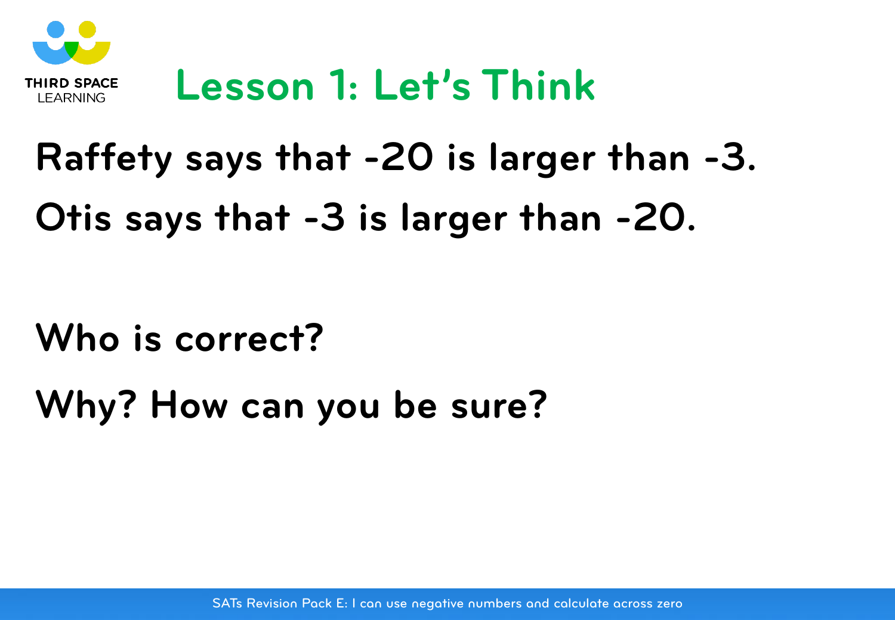# Lesson 1: Let's Think

Raffety says that -20 is larger than -3.

Otis says that -3 is larger than -20.

Who is correct?

Why? How can you be sure?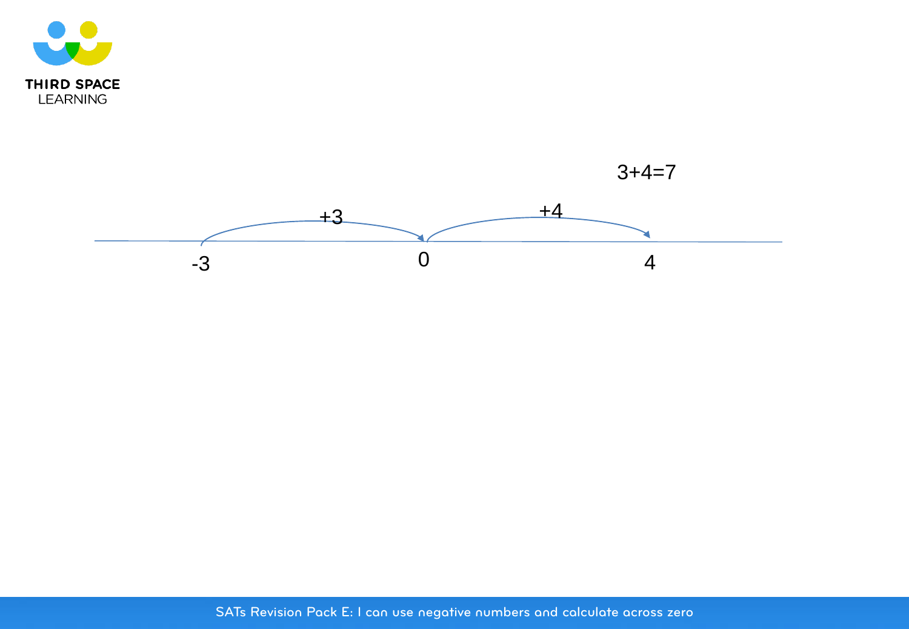$3+4=7$

+3 &nbsp;&nbsp;&nbsp;&nbsp; +4

-3 &nbsp;&nbsp;&nbsp;&nbsp; 0 &nbsp;&nbsp;&nbsp;&nbsp; 4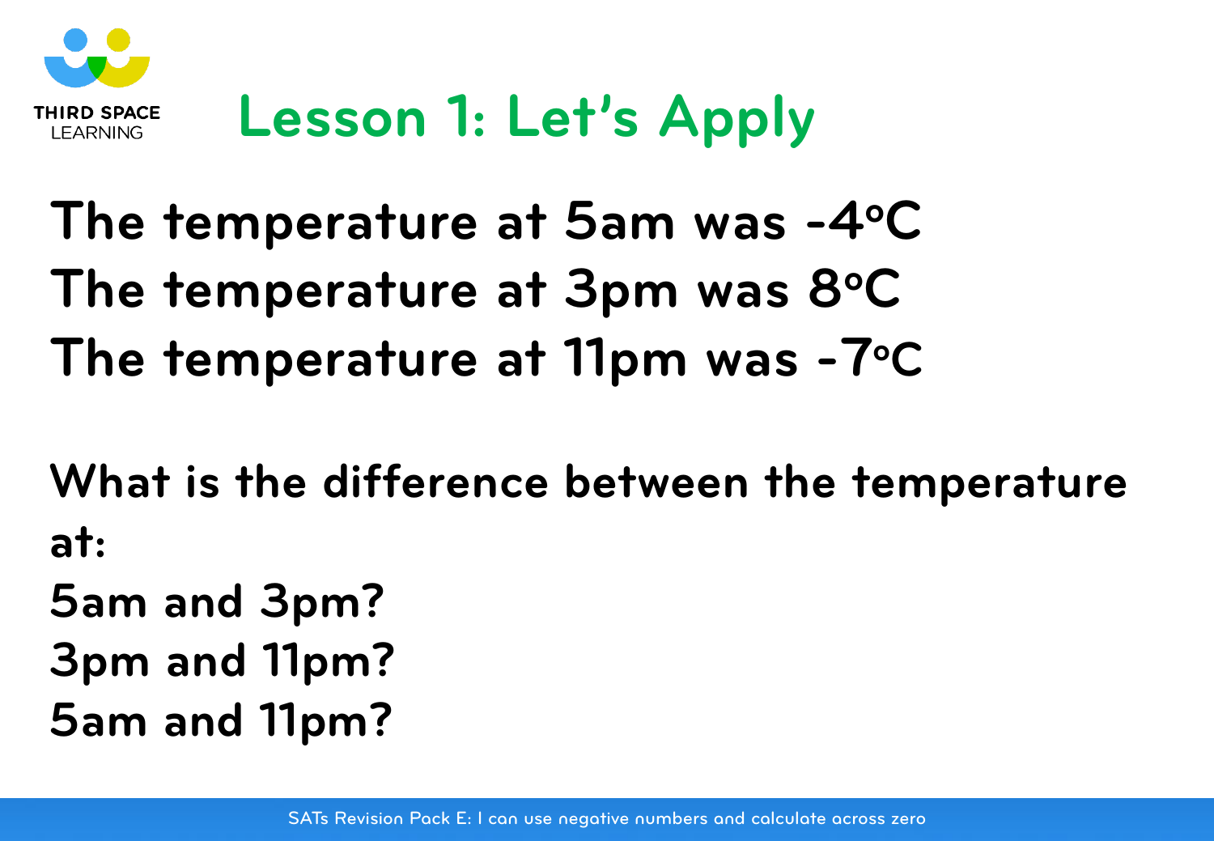# Lesson 1: Let's Apply

The temperature at 5am was -4°C
The temperature at 3pm was 8°C
The temperature at 11pm was -7°C

What is the difference between the temperature at:
5am and 3pm?
3pm and 11pm?
5am and 11pm?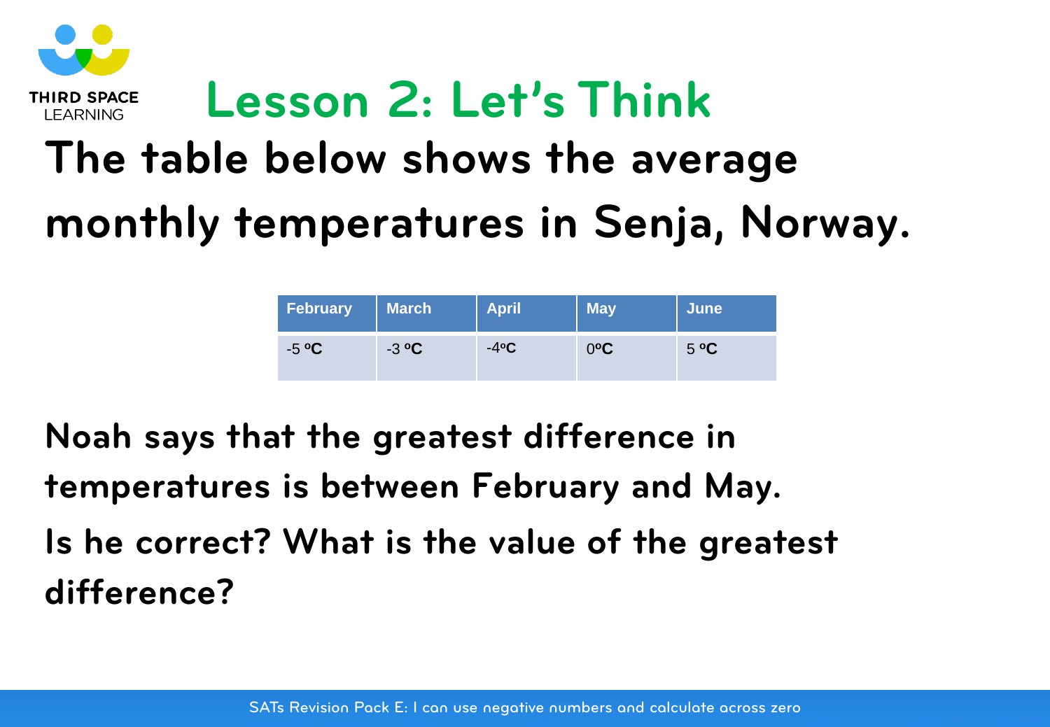# Lesson 2: Let's Think

## The table below shows the average monthly temperatures in Senja, Norway.

| February | March | April | May | June |
|---|---|---|---|---|
| -5 ºC | -3 ºC | -4ºC | 0ºC | 5 ºC |

**Noah says that the greatest difference in temperatures is between February and May.**

**Is he correct? What is the value of the greatest difference?**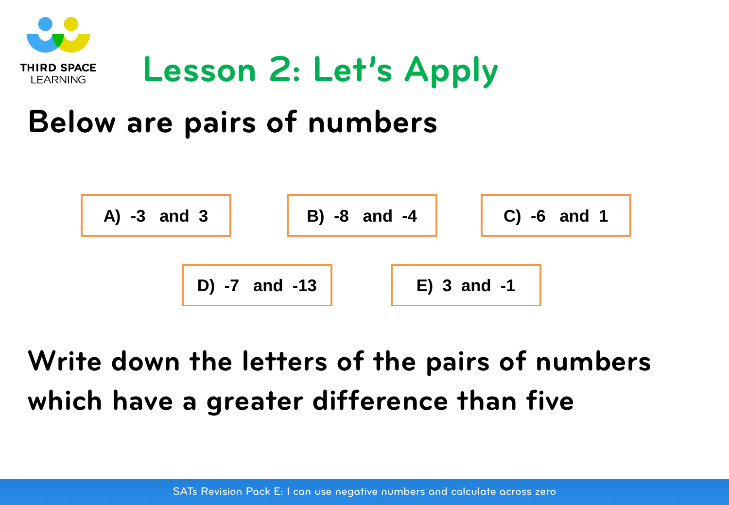# Lesson 2: Let's Apply

## Below are pairs of numbers

A) -3 and 3

B) -8 and -4

C) -6 and 1

D) -7 and -13

E) 3 and -1

## Write down the letters of the pairs of numbers which have a greater difference than five